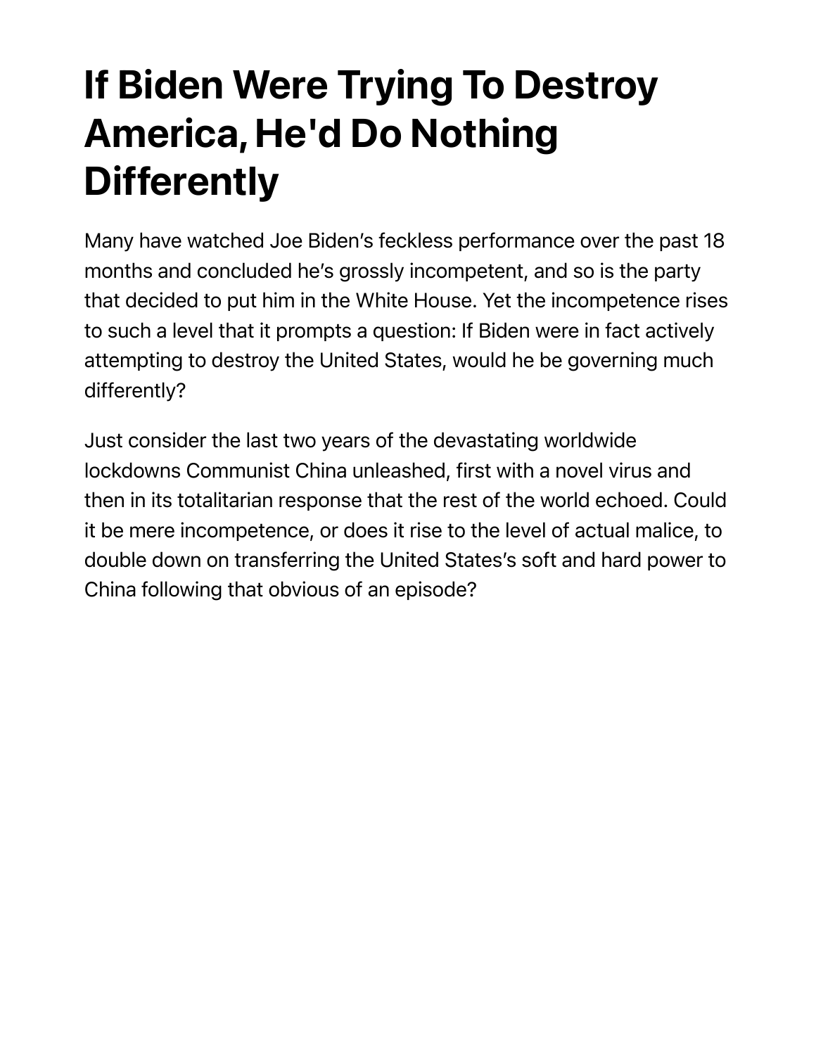# If Biden Were Trying To Destroy America, He'd Do Nothing Differently

Many have watched Joe Biden's feckless performance over the past 18 months and concluded he's grossly incompetent, and so is the party that decided to put him in the White House. Yet the incompetence rises to such a level that it prompts a question: If Biden were in fact actively attempting to destroy the United States, would he be governing much differently?

Just consider the last two years of the devastating worldwide lockdowns Communist China unleashed, first with a novel virus and then in its totalitarian response that the rest of the world echoed. Could it be mere incompetence, or does it rise to the level of actual malice, to double down on transferring the United States's soft and hard power to China following that obvious of an episode?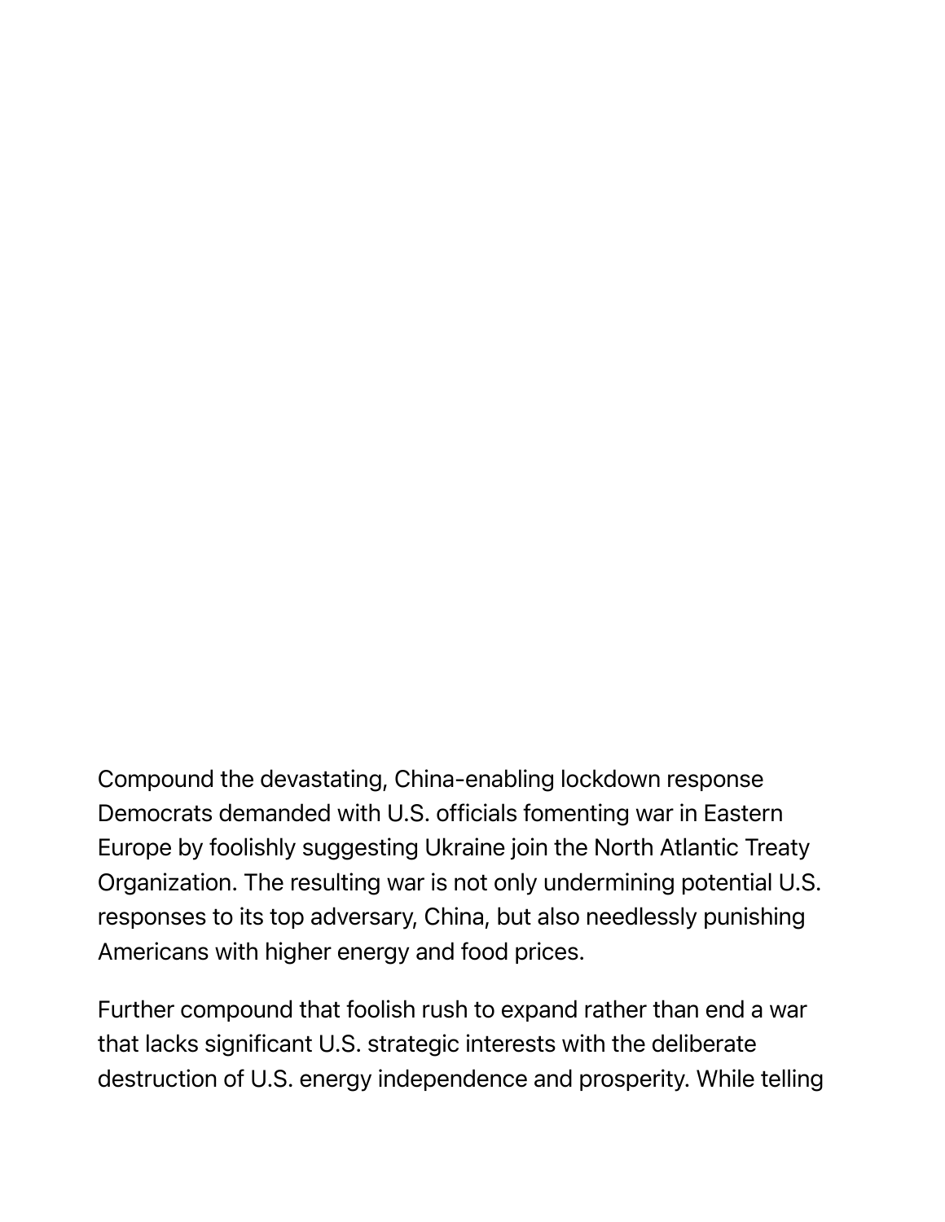Compound the devastating, China-enabling lockdown response Democrats demanded with U.S. officials fomenting war in Eastern Europe by foolishly suggesting Ukraine join the North Atlantic Treaty Organization. The resulting war is not only undermining potential U.S. responses to its top adversary, China, but also needlessly punishing Americans with higher energy and food prices.

Further compound that foolish rush to expand rather than end a war that lacks significant U.S. strategic interests with the deliberate destruction of U.S. energy independence and prosperity. While telling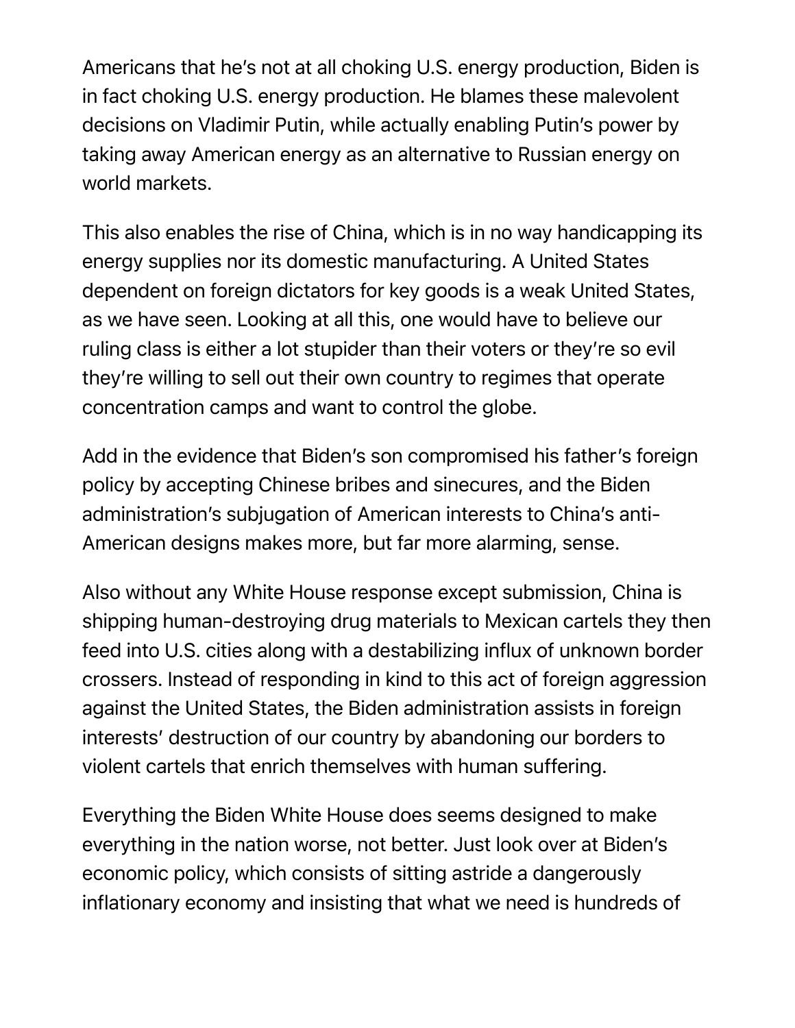Americans that he's not at all choking U.S. energy production, Biden is in fact choking U.S. energy production. He blames these malevolent decisions on Vladimir Putin, while actually enabling Putin's power by taking away American energy as an alternative to Russian energy on world markets.

This also enables the rise of China, which is in no way handicapping its energy supplies nor its domestic manufacturing. A United States dependent on foreign dictators for key goods is a weak United States, as we have seen. Looking at all this, one would have to believe our ruling class is either a lot stupider than their voters or they're so evil they're willing to sell out their own country to regimes that operate concentration camps and want to control the globe.

Add in the evidence that Biden's son compromised his father's foreign policy by accepting Chinese bribes and sinecures, and the Biden administration's subjugation of American interests to China's anti-American designs makes more, but far more alarming, sense.

Also without any White House response except submission, China is shipping human-destroying drug materials to Mexican cartels they then feed into U.S. cities along with a destabilizing influx of unknown border crossers. Instead of responding in kind to this act of foreign aggression against the United States, the Biden administration assists in foreign interests' destruction of our country by abandoning our borders to violent cartels that enrich themselves with human suffering.

Everything the Biden White House does seems designed to make everything in the nation worse, not better. Just look over at Biden's economic policy, which consists of sitting astride a dangerously inflationary economy and insisting that what we need is hundreds of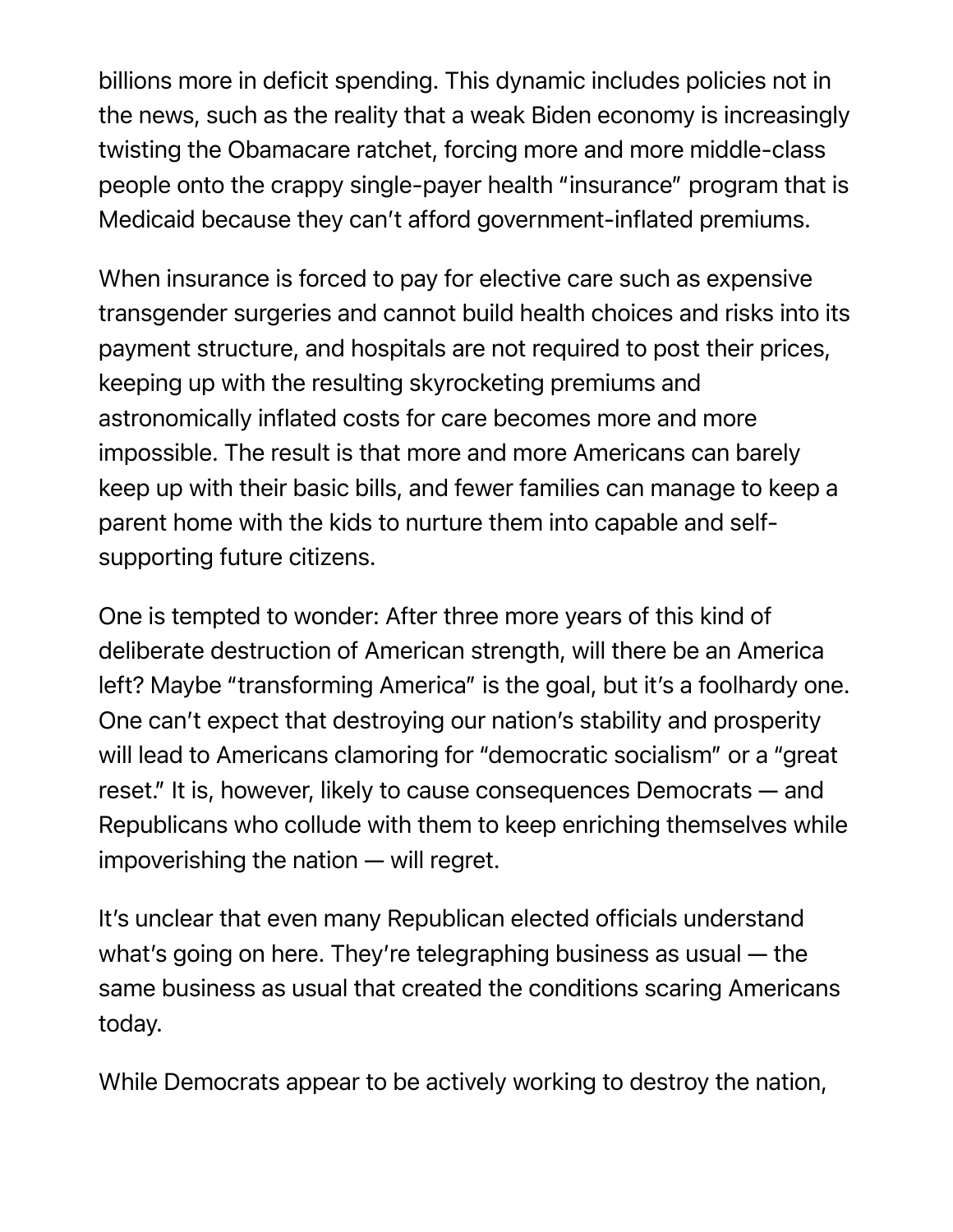billions more in deficit spending. This dynamic includes policies not in the news, such as the reality that a weak Biden economy is increasingly twisting the Obamacare ratchet, forcing more and more middle-class people onto the crappy single-payer health "insurance" program that is Medicaid because they can't afford government-inflated premiums.

When insurance is forced to pay for elective care such as expensive transgender surgeries and cannot build health choices and risks into its payment structure, and hospitals are not required to post their prices, keeping up with the resulting skyrocketing premiums and astronomically inflated costs for care becomes more and more impossible. The result is that more and more Americans can barely keep up with their basic bills, and fewer families can manage to keep a parent home with the kids to nurture them into capable and self-supporting future citizens.

One is tempted to wonder: After three more years of this kind of deliberate destruction of American strength, will there be an America left? Maybe "transforming America" is the goal, but it's a foolhardy one. One can't expect that destroying our nation's stability and prosperity will lead to Americans clamoring for "democratic socialism" or a "great reset." It is, however, likely to cause consequences Democrats — and Republicans who collude with them to keep enriching themselves while impoverishing the nation — will regret.

It's unclear that even many Republican elected officials understand what's going on here. They're telegraphing business as usual — the same business as usual that created the conditions scaring Americans today.

While Democrats appear to be actively working to destroy the nation,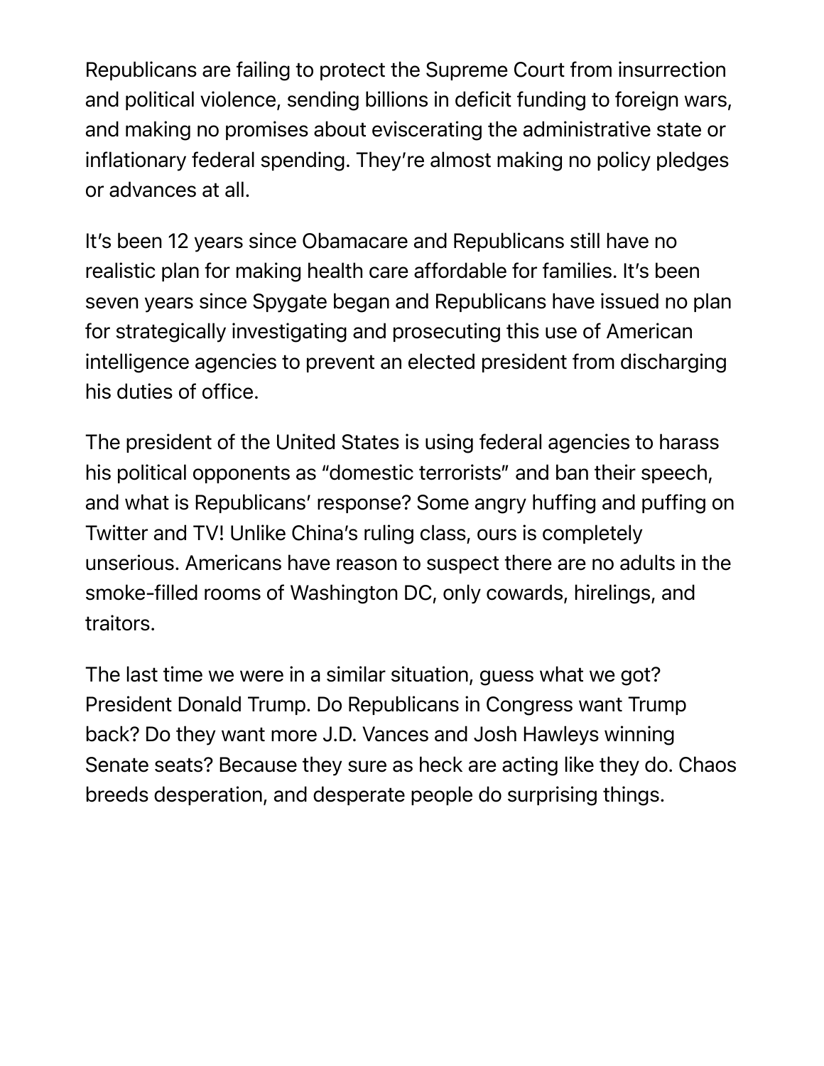Republicans are failing to protect the Supreme Court from insurrection and political violence, sending billions in deficit funding to foreign wars, and making no promises about eviscerating the administrative state or inflationary federal spending. They're almost making no policy pledges or advances at all.

It's been 12 years since Obamacare and Republicans still have no realistic plan for making health care affordable for families. It's been seven years since Spygate began and Republicans have issued no plan for strategically investigating and prosecuting this use of American intelligence agencies to prevent an elected president from discharging his duties of office.

The president of the United States is using federal agencies to harass his political opponents as "domestic terrorists" and ban their speech, and what is Republicans' response? Some angry huffing and puffing on Twitter and TV! Unlike China's ruling class, ours is completely unserious. Americans have reason to suspect there are no adults in the smoke-filled rooms of Washington DC, only cowards, hirelings, and traitors.

The last time we were in a similar situation, guess what we got? President Donald Trump. Do Republicans in Congress want Trump back? Do they want more J.D. Vances and Josh Hawleys winning Senate seats? Because they sure as heck are acting like they do. Chaos breeds desperation, and desperate people do surprising things.